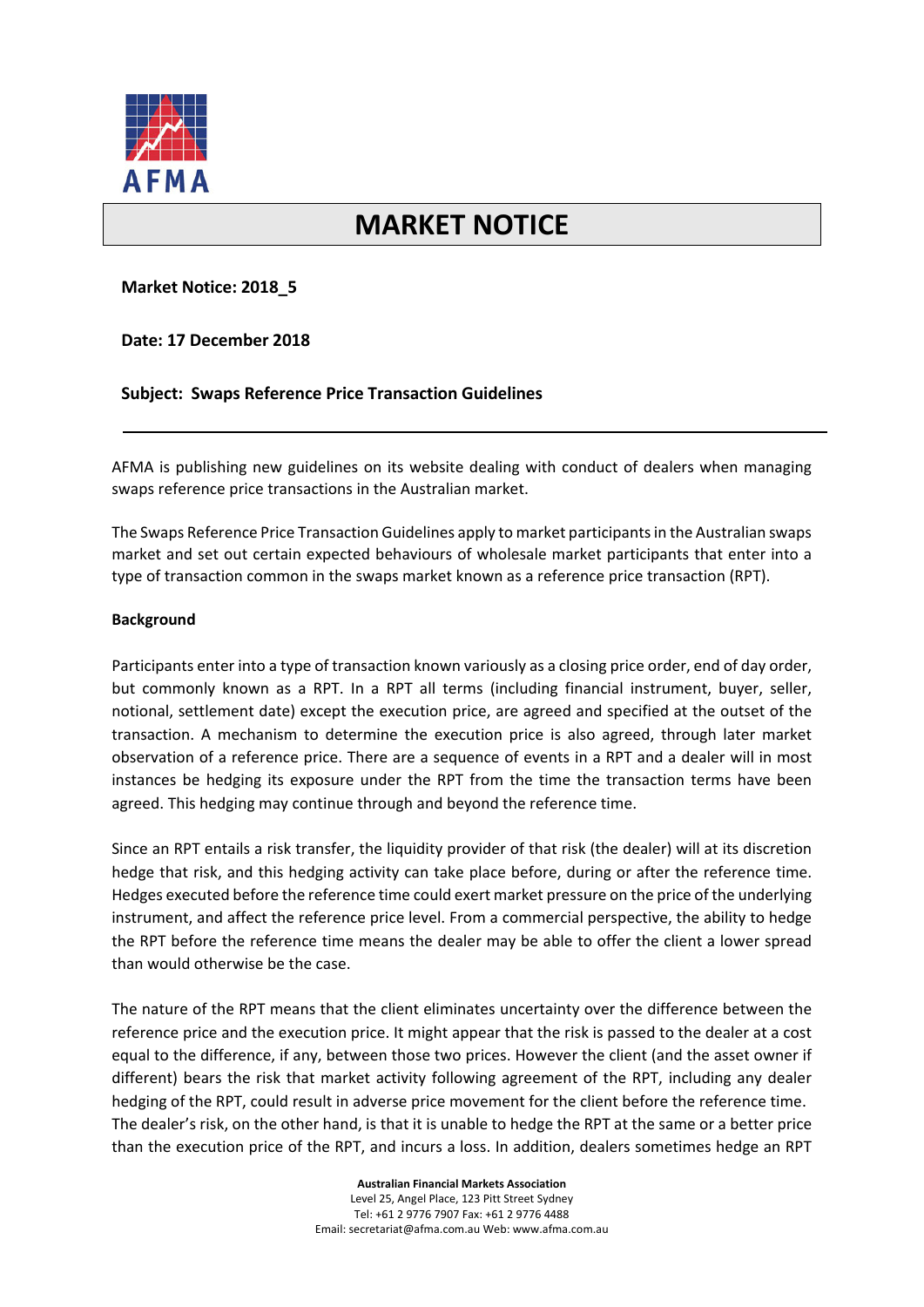# MARKET NOTICE

**Market Notice: 2018_5**

**Date: 17 December 2018**

**Subject: Swaps Reference Price Transaction Guidelines**

---

AFMA is publishing new guidelines on its website dealing with conduct of dealers when managing swaps reference price transactions in the Australian market.

The Swaps Reference Price Transaction Guidelines apply to market participants in the Australian swaps market and set out certain expected behaviours of wholesale market participants that enter into a type of transaction common in the swaps market known as a reference price transaction (RPT).

**Background**

Participants enter into a type of transaction known variously as a closing price order, end of day order, but commonly known as a RPT. In a RPT all terms (including financial instrument, buyer, seller, notional, settlement date) except the execution price, are agreed and specified at the outset of the transaction. A mechanism to determine the execution price is also agreed, through later market observation of a reference price. There are a sequence of events in a RPT and a dealer will in most instances be hedging its exposure under the RPT from the time the transaction terms have been agreed. This hedging may continue through and beyond the reference time.

Since an RPT entails a risk transfer, the liquidity provider of that risk (the dealer) will at its discretion hedge that risk, and this hedging activity can take place before, during or after the reference time. Hedges executed before the reference time could exert market pressure on the price of the underlying instrument, and affect the reference price level. From a commercial perspective, the ability to hedge the RPT before the reference time means the dealer may be able to offer the client a lower spread than would otherwise be the case.

The nature of the RPT means that the client eliminates uncertainty over the difference between the reference price and the execution price. It might appear that the risk is passed to the dealer at a cost equal to the difference, if any, between those two prices. However the client (and the asset owner if different) bears the risk that market activity following agreement of the RPT, including any dealer hedging of the RPT, could result in adverse price movement for the client before the reference time. The dealer's risk, on the other hand, is that it is unable to hedge the RPT at the same or a better price than the execution price of the RPT, and incurs a loss. In addition, dealers sometimes hedge an RPT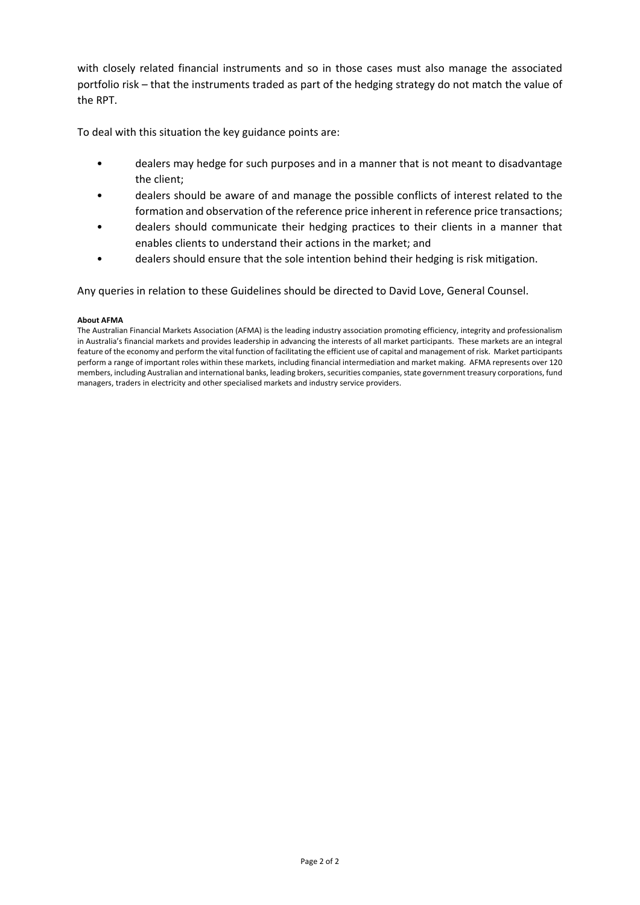with closely related financial instruments and so in those cases must also manage the associated portfolio risk – that the instruments traded as part of the hedging strategy do not match the value of the RPT.

To deal with this situation the key guidance points are:

- dealers may hedge for such purposes and in a manner that is not meant to disadvantage the client;
- dealers should be aware of and manage the possible conflicts of interest related to the formation and observation of the reference price inherent in reference price transactions;
- dealers should communicate their hedging practices to their clients in a manner that enables clients to understand their actions in the market; and
- dealers should ensure that the sole intention behind their hedging is risk mitigation.

Any queries in relation to these Guidelines should be directed to David Love, General Counsel.

**About AFMA**

The Australian Financial Markets Association (AFMA) is the leading industry association promoting efficiency, integrity and professionalism in Australia's financial markets and provides leadership in advancing the interests of all market participants. These markets are an integral feature of the economy and perform the vital function of facilitating the efficient use of capital and management of risk. Market participants perform a range of important roles within these markets, including financial intermediation and market making. AFMA represents over 120 members, including Australian and international banks, leading brokers, securities companies, state government treasury corporations, fund managers, traders in electricity and other specialised markets and industry service providers.